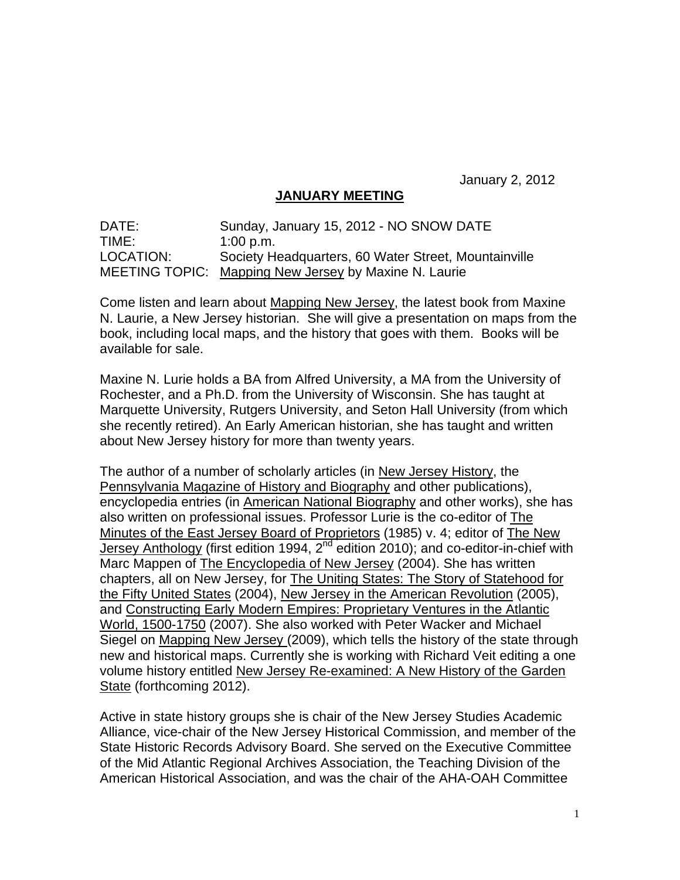January 2, 2012

**JANUARY MEETING**

DATE: Sunday, January 15, 2012 - NO SNOW DATE
TIME: 1:00 p.m.
LOCATION: Society Headquarters, 60 Water Street, Mountainville
MEETING TOPIC: Mapping New Jersey by Maxine N. Laurie

Come listen and learn about Mapping New Jersey, the latest book from Maxine N. Laurie, a New Jersey historian. She will give a presentation on maps from the book, including local maps, and the history that goes with them. Books will be available for sale.

Maxine N. Lurie holds a BA from Alfred University, a MA from the University of Rochester, and a Ph.D. from the University of Wisconsin. She has taught at Marquette University, Rutgers University, and Seton Hall University (from which she recently retired). An Early American historian, she has taught and written about New Jersey history for more than twenty years.

The author of a number of scholarly articles (in New Jersey History, the Pennsylvania Magazine of History and Biography and other publications), encyclopedia entries (in American National Biography and other works), she has also written on professional issues. Professor Lurie is the co-editor of The Minutes of the East Jersey Board of Proprietors (1985) v. 4; editor of The New Jersey Anthology (first edition 1994, 2nd edition 2010); and co-editor-in-chief with Marc Mappen of The Encyclopedia of New Jersey (2004). She has written chapters, all on New Jersey, for The Uniting States: The Story of Statehood for the Fifty United States (2004), New Jersey in the American Revolution (2005), and Constructing Early Modern Empires: Proprietary Ventures in the Atlantic World, 1500-1750 (2007). She also worked with Peter Wacker and Michael Siegel on Mapping New Jersey (2009), which tells the history of the state through new and historical maps. Currently she is working with Richard Veit editing a one volume history entitled New Jersey Re-examined: A New History of the Garden State (forthcoming 2012).

Active in state history groups she is chair of the New Jersey Studies Academic Alliance, vice-chair of the New Jersey Historical Commission, and member of the State Historic Records Advisory Board. She served on the Executive Committee of the Mid Atlantic Regional Archives Association, the Teaching Division of the American Historical Association, and was the chair of the AHA-OAH Committee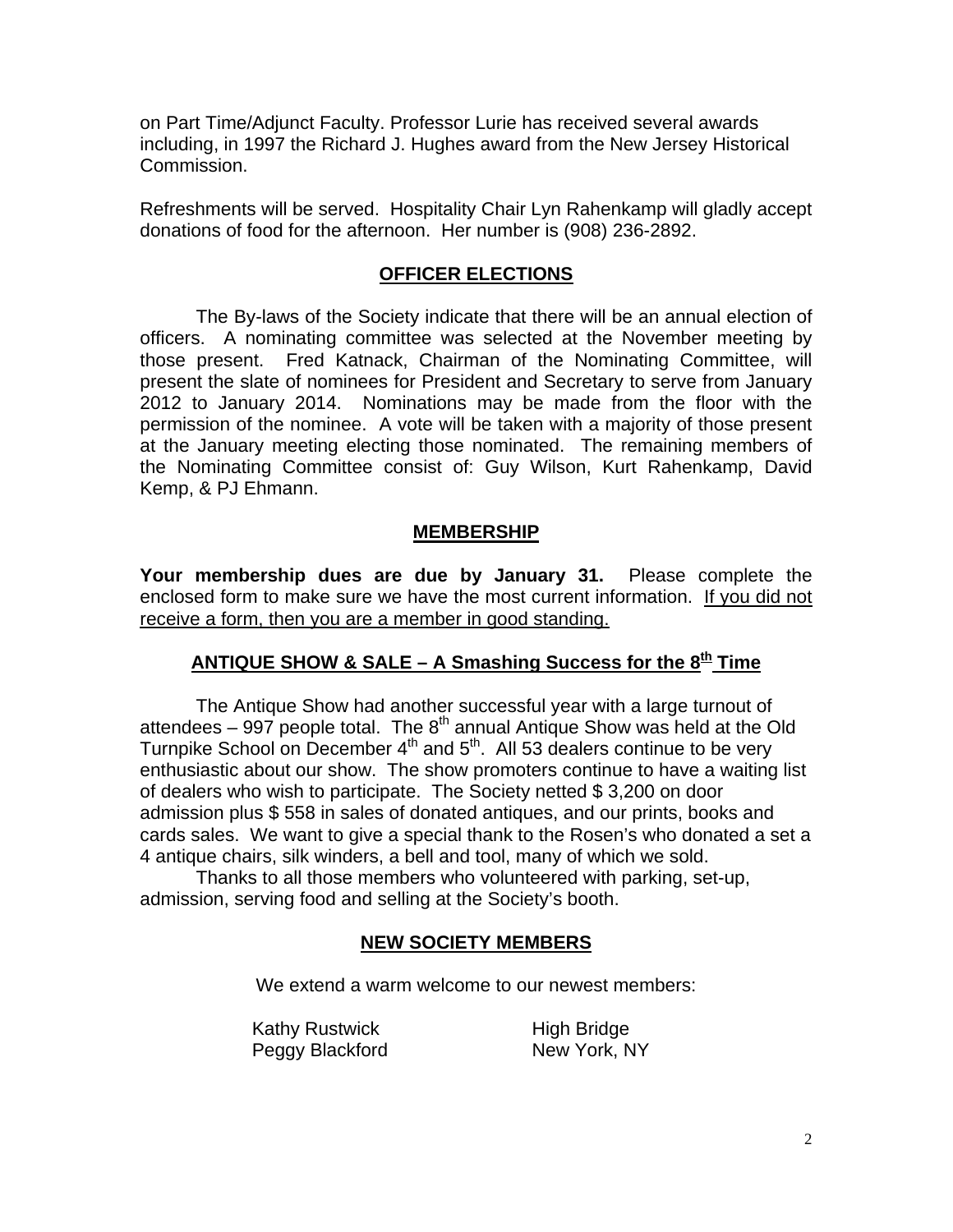on Part Time/Adjunct Faculty. Professor Lurie has received several awards including, in 1997 the Richard J. Hughes award from the New Jersey Historical Commission.

Refreshments will be served. Hospitality Chair Lyn Rahenkamp will gladly accept donations of food for the afternoon. Her number is (908) 236-2892.

## OFFICER ELECTIONS

The By-laws of the Society indicate that there will be an annual election of officers. A nominating committee was selected at the November meeting by those present. Fred Katnack, Chairman of the Nominating Committee, will present the slate of nominees for President and Secretary to serve from January 2012 to January 2014. Nominations may be made from the floor with the permission of the nominee. A vote will be taken with a majority of those present at the January meeting electing those nominated. The remaining members of the Nominating Committee consist of: Guy Wilson, Kurt Rahenkamp, David Kemp, & PJ Ehmann.

## MEMBERSHIP

**Your membership dues are due by January 31.** Please complete the enclosed form to make sure we have the most current information. If you did not receive a form, then you are a member in good standing.

## ANTIQUE SHOW & SALE – A Smashing Success for the 8th Time

The Antique Show had another successful year with a large turnout of attendees – 997 people total. The 8th annual Antique Show was held at the Old Turnpike School on December 4th and 5th. All 53 dealers continue to be very enthusiastic about our show. The show promoters continue to have a waiting list of dealers who wish to participate. The Society netted $ 3,200 on door admission plus $ 558 in sales of donated antiques, and our prints, books and cards sales. We want to give a special thank to the Rosen's who donated a set a 4 antique chairs, silk winders, a bell and tool, many of which we sold.

Thanks to all those members who volunteered with parking, set-up, admission, serving food and selling at the Society's booth.

## NEW SOCIETY MEMBERS

We extend a warm welcome to our newest members:

| | |
|---|---|
| Kathy Rustwick | High Bridge |
| Peggy Blackford | New York, NY |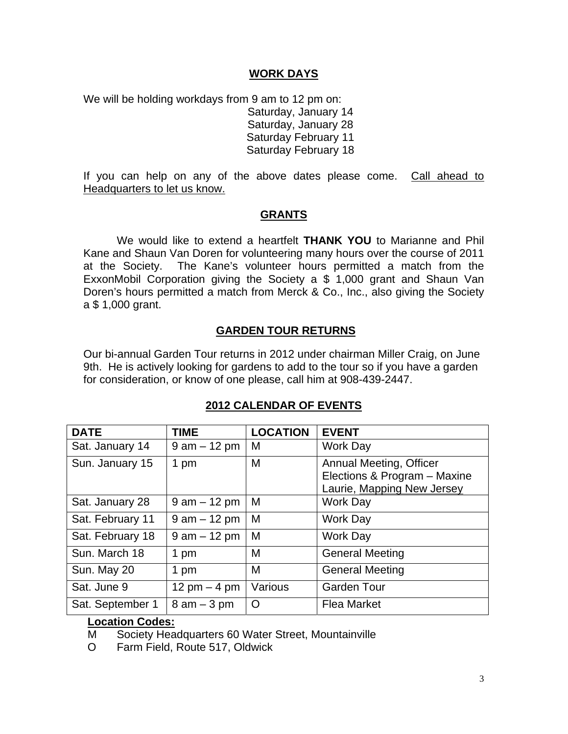## WORK DAYS

We will be holding workdays from 9 am to 12 pm on:

Saturday, January 14
Saturday, January 28
Saturday February 11
Saturday February 18

If you can help on any of the above dates please come. Call ahead to Headquarters to let us know.

## GRANTS

We would like to extend a heartfelt **THANK YOU** to Marianne and Phil Kane and Shaun Van Doren for volunteering many hours over the course of 2011 at the Society. The Kane's volunteer hours permitted a match from the ExxonMobil Corporation giving the Society a $ 1,000 grant and Shaun Van Doren's hours permitted a match from Merck & Co., Inc., also giving the Society a $ 1,000 grant.

## GARDEN TOUR RETURNS

Our bi-annual Garden Tour returns in 2012 under chairman Miller Craig, on June 9th. He is actively looking for gardens to add to the tour so if you have a garden for consideration, or know of one please, call him at 908-439-2447.

## 2012 CALENDAR OF EVENTS

| DATE | TIME | LOCATION | EVENT |
|---|---|---|---|
| Sat. January 14 | 9 am – 12 pm | M | Work Day |
| Sun. January 15 | 1 pm | M | Annual Meeting, Officer Elections & Program – Maxine Laurie, Mapping New Jersey |
| Sat. January 28 | 9 am – 12 pm | M | Work Day |
| Sat. February 11 | 9 am – 12 pm | M | Work Day |
| Sat. February 18 | 9 am – 12 pm | M | Work Day |
| Sun. March 18 | 1 pm | M | General Meeting |
| Sun. May 20 | 1 pm | M | General Meeting |
| Sat. June 9 | 12 pm – 4 pm | Various | Garden Tour |
| Sat. September 1 | 8 am – 3 pm | O | Flea Market |

**Location Codes:**

M Society Headquarters 60 Water Street, Mountainville
O Farm Field, Route 517, Oldwick